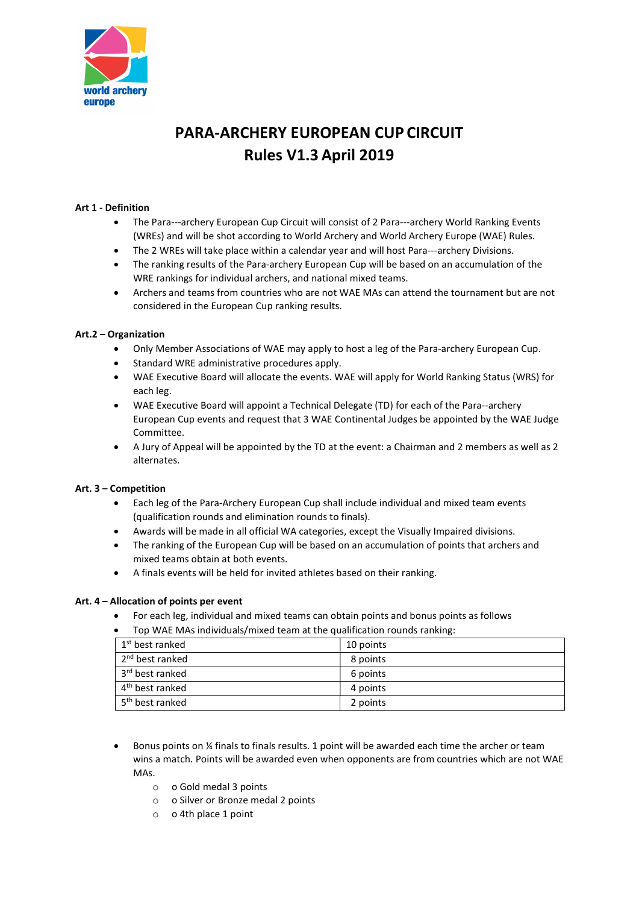# PARA-ARCHERY EUROPEAN CUP CIRCUIT
# Rules V1.3 April 2019

**Art 1 - Definition**

- The Para---archery European Cup Circuit will consist of 2 Para---archery World Ranking Events (WREs) and will be shot according to World Archery and World Archery Europe (WAE) Rules.
- The 2 WREs will take place within a calendar year and will host Para---archery Divisions.
- The ranking results of the Para-archery European Cup will be based on an accumulation of the WRE rankings for individual archers, and national mixed teams.
- Archers and teams from countries who are not WAE MAs can attend the tournament but are not considered in the European Cup ranking results.

**Art.2 – Organization**

- Only Member Associations of WAE may apply to host a leg of the Para-archery European Cup.
- Standard WRE administrative procedures apply.
- WAE Executive Board will allocate the events. WAE will apply for World Ranking Status (WRS) for each leg.
- WAE Executive Board will appoint a Technical Delegate (TD) for each of the Para--archery European Cup events and request that 3 WAE Continental Judges be appointed by the WAE Judge Committee.
- A Jury of Appeal will be appointed by the TD at the event: a Chairman and 2 members as well as 2 alternates.

**Art. 3 – Competition**

- Each leg of the Para-Archery European Cup shall include individual and mixed team events (qualification rounds and elimination rounds to finals).
- Awards will be made in all official WA categories, except the Visually Impaired divisions.
- The ranking of the European Cup will be based on an accumulation of points that archers and mixed teams obtain at both events.
- A finals events will be held for invited athletes based on their ranking.

**Art. 4 – Allocation of points per event**

- For each leg, individual and mixed teams can obtain points and bonus points as follows
- Top WAE MAs individuals/mixed team at the qualification rounds ranking:

| | |
|---|---|
| 1st best ranked | 10 points |
| 2nd best ranked | 8 points |
| 3rd best ranked | 6 points |
| 4th best ranked | 4 points |
| 5th best ranked | 2 points |

- Bonus points on ¼ finals to finals results. 1 point will be awarded each time the archer or team wins a match. Points will be awarded even when opponents are from countries which are not WAE MAs.
    - o Gold medal 3 points
    - o Silver or Bronze medal 2 points
    - o 4th place 1 point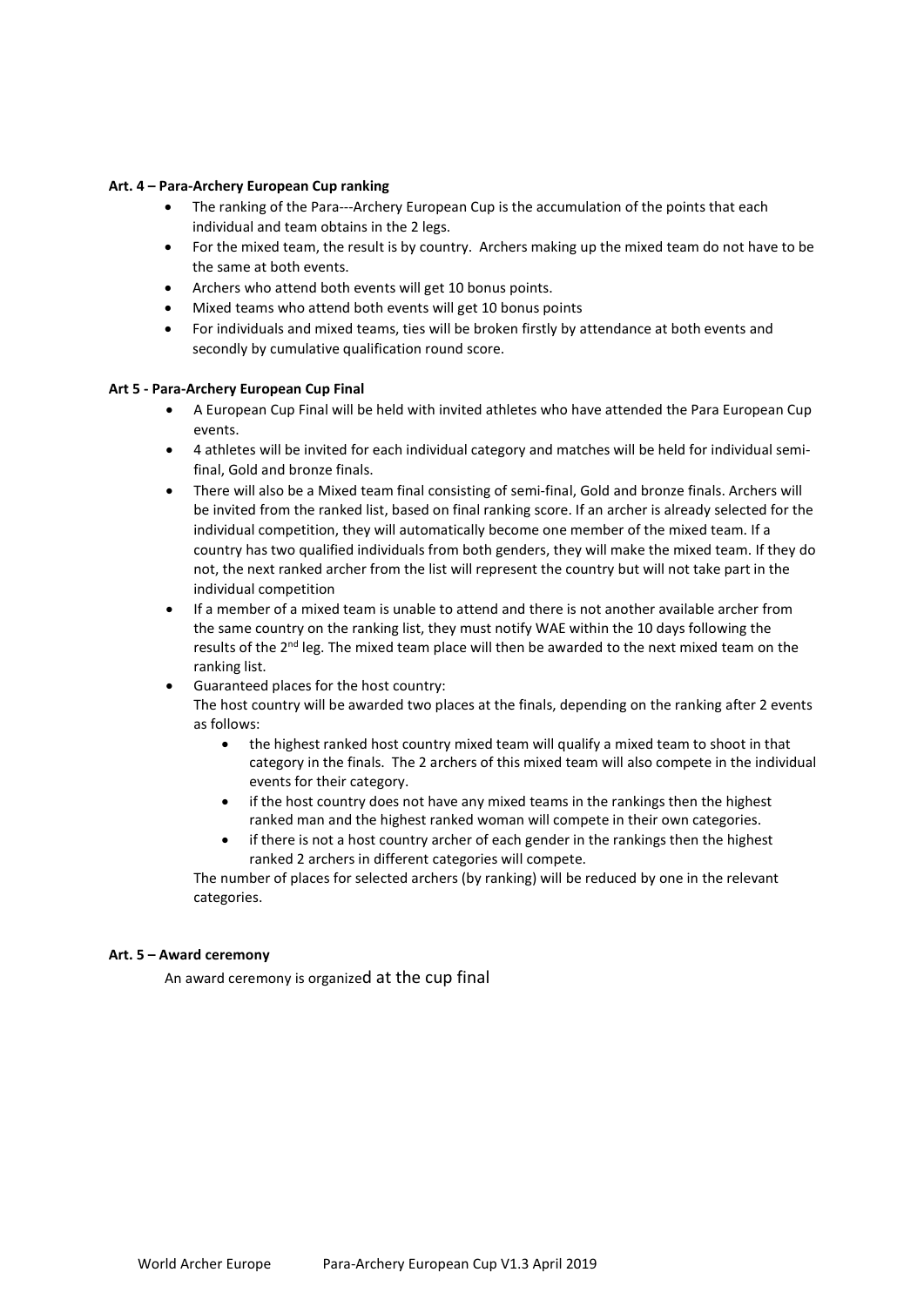**Art. 4 – Para-Archery European Cup ranking**

- The ranking of the Para---Archery European Cup is the accumulation of the points that each individual and team obtains in the 2 legs.
- For the mixed team, the result is by country. Archers making up the mixed team do not have to be the same at both events.
- Archers who attend both events will get 10 bonus points.
- Mixed teams who attend both events will get 10 bonus points
- For individuals and mixed teams, ties will be broken firstly by attendance at both events and secondly by cumulative qualification round score.

**Art 5 - Para-Archery European Cup Final**

- A European Cup Final will be held with invited athletes who have attended the Para European Cup events.
- 4 athletes will be invited for each individual category and matches will be held for individual semi-final, Gold and bronze finals.
- There will also be a Mixed team final consisting of semi-final, Gold and bronze finals. Archers will be invited from the ranked list, based on final ranking score. If an archer is already selected for the individual competition, they will automatically become one member of the mixed team. If a country has two qualified individuals from both genders, they will make the mixed team. If they do not, the next ranked archer from the list will represent the country but will not take part in the individual competition
- If a member of a mixed team is unable to attend and there is not another available archer from the same country on the ranking list, they must notify WAE within the 10 days following the results of the 2nd leg. The mixed team place will then be awarded to the next mixed team on the ranking list.
- Guaranteed places for the host country:
  The host country will be awarded two places at the finals, depending on the ranking after 2 events as follows:
  - the highest ranked host country mixed team will qualify a mixed team to shoot in that category in the finals. The 2 archers of this mixed team will also compete in the individual events for their category.
  - if the host country does not have any mixed teams in the rankings then the highest ranked man and the highest ranked woman will compete in their own categories.
  - if there is not a host country archer of each gender in the rankings then the highest ranked 2 archers in different categories will compete.

  The number of places for selected archers (by ranking) will be reduced by one in the relevant categories.

**Art. 5 – Award ceremony**

An award ceremony is organized at the cup final